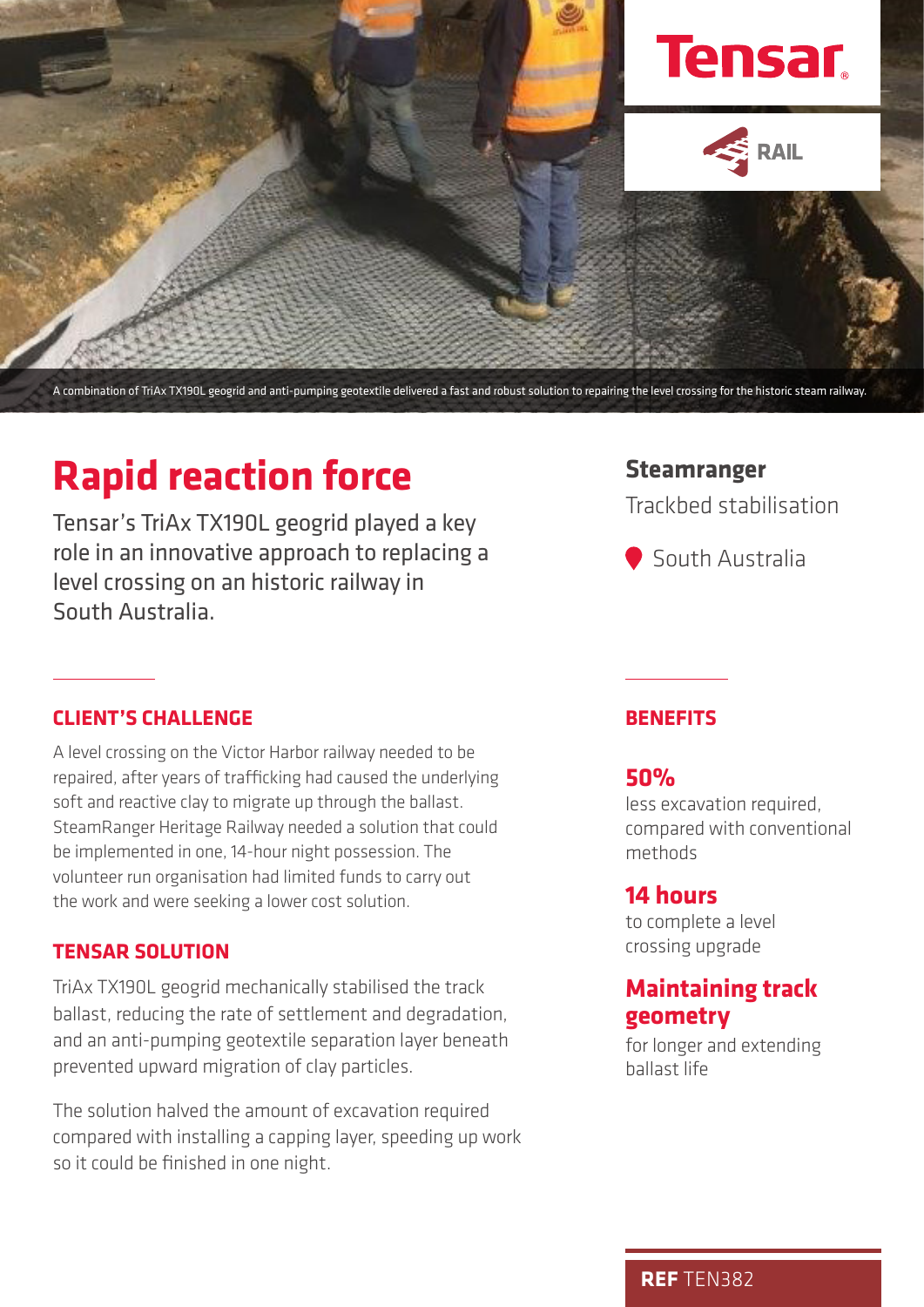Tensar

RAIL

A combination of TriAx TX190L geogrid and anti-pumping geotextile delivered a fast and robust solution to repairing the level crossing for the historic steam railway.

# Rapid reaction force

Tensar's TriAx TX190L geogrid played a key role in an innovative approach to replacing a level crossing on an historic railway in South Australia.

**Steamranger**

Trackbed stabilisation

South Australia

## CLIENT'S CHALLENGE

A level crossing on the Victor Harbor railway needed to be repaired, after years of trafficking had caused the underlying soft and reactive clay to migrate up through the ballast. SteamRanger Heritage Railway needed a solution that could be implemented in one, 14-hour night possession. The volunteer run organisation had limited funds to carry out the work and were seeking a lower cost solution.

## TENSAR SOLUTION

TriAx TX190L geogrid mechanically stabilised the track ballast, reducing the rate of settlement and degradation, and an anti-pumping geotextile separation layer beneath prevented upward migration of clay particles.

The solution halved the amount of excavation required compared with installing a capping layer, speeding up work so it could be finished in one night.

## BENEFITS

**50%**
less excavation required, compared with conventional methods

**14 hours**
to complete a level crossing upgrade

**Maintaining track geometry**
for longer and extending ballast life

**REF** TEN382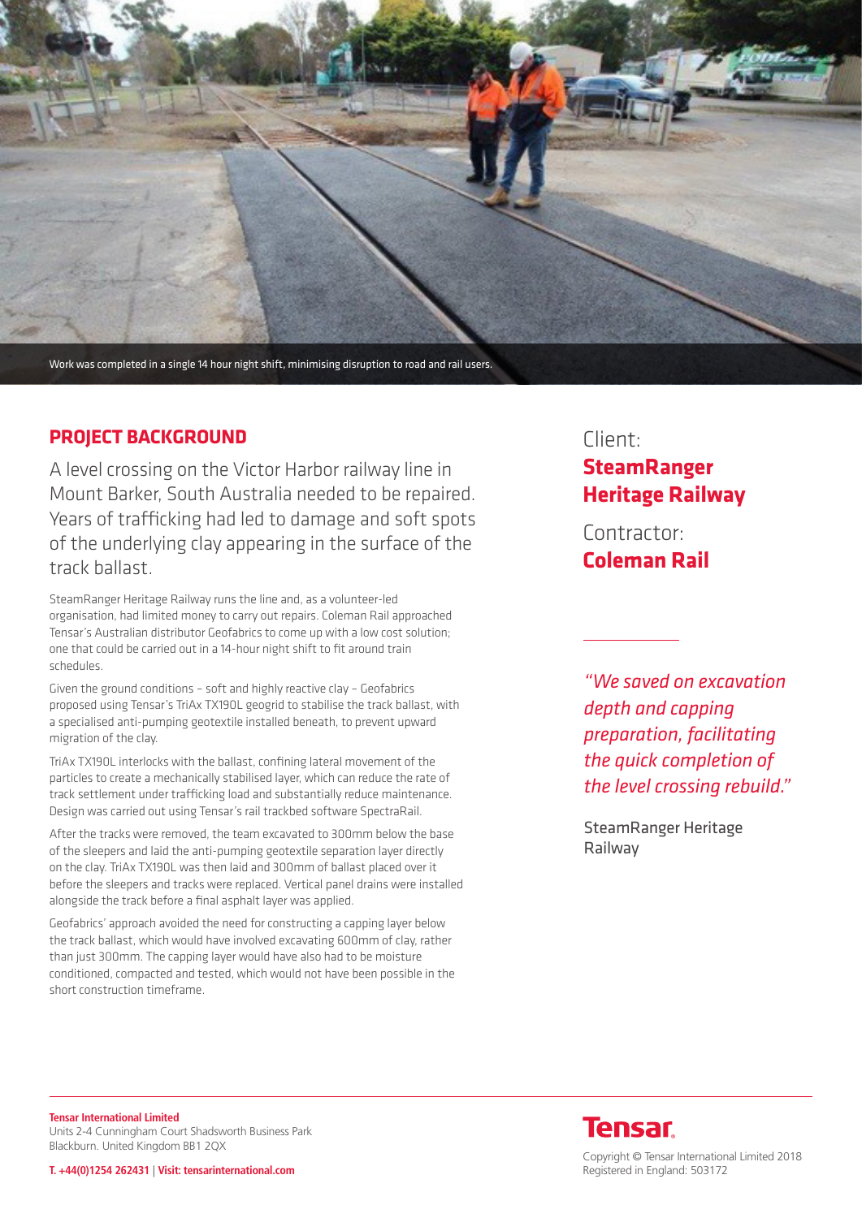Work was completed in a single 14 hour night shift, minimising disruption to road and rail users.

## PROJECT BACKGROUND

A level crossing on the Victor Harbor railway line in Mount Barker, South Australia needed to be repaired. Years of trafficking had led to damage and soft spots of the underlying clay appearing in the surface of the track ballast.

SteamRanger Heritage Railway runs the line and, as a volunteer-led organisation, had limited money to carry out repairs. Coleman Rail approached Tensar's Australian distributor Geofabrics to come up with a low cost solution; one that could be carried out in a 14-hour night shift to fit around train schedules.

Given the ground conditions – soft and highly reactive clay – Geofabrics proposed using Tensar's TriAx TX190L geogrid to stabilise the track ballast, with a specialised anti-pumping geotextile installed beneath, to prevent upward migration of the clay.

TriAx TX190L interlocks with the ballast, confining lateral movement of the particles to create a mechanically stabilised layer, which can reduce the rate of track settlement under trafficking load and substantially reduce maintenance. Design was carried out using Tensar's rail trackbed software SpectraRail.

After the tracks were removed, the team excavated to 300mm below the base of the sleepers and laid the anti-pumping geotextile separation layer directly on the clay. TriAx TX190L was then laid and 300mm of ballast placed over it before the sleepers and tracks were replaced. Vertical panel drains were installed alongside the track before a final asphalt layer was applied.

Geofabrics' approach avoided the need for constructing a capping layer below the track ballast, which would have involved excavating 600mm of clay, rather than just 300mm. The capping layer would have also had to be moisture conditioned, compacted and tested, which would not have been possible in the short construction timeframe.

Client:
**SteamRanger Heritage Railway**

Contractor:
**Coleman Rail**

*"We saved on excavation depth and capping preparation, facilitating the quick completion of the level crossing rebuild."*

SteamRanger Heritage Railway

**Tensar International Limited**
Units 2-4 Cunningham Court Shadsworth Business Park
Blackburn. United Kingdom BB1 2QX

**T. +44(0)1254 262431** | **Visit: tensarinternational.com**

Tensar

Copyright © Tensar International Limited 2018
Registered in England: 503172